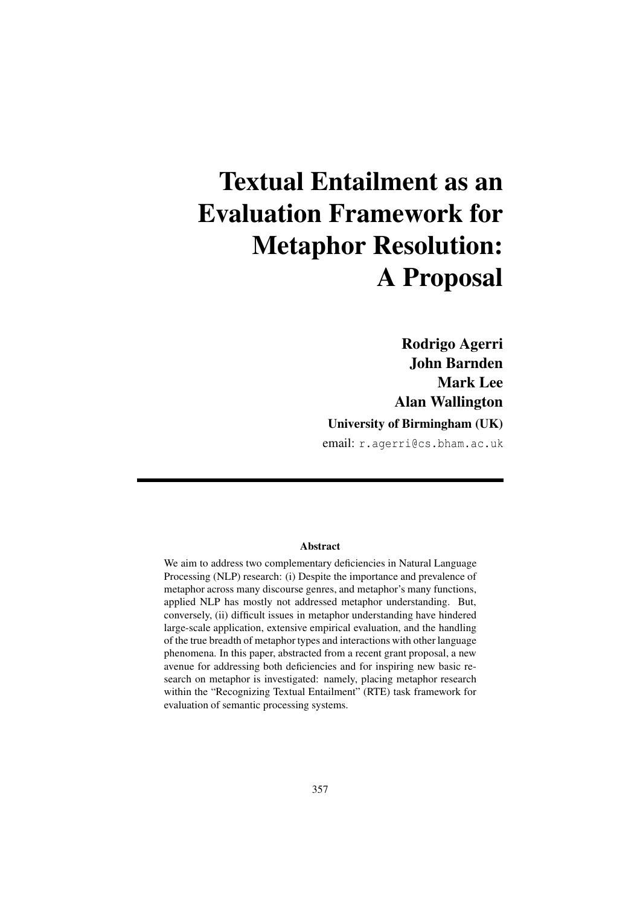# Textual Entailment as an Evaluation Framework for Metaphor Resolution: A Proposal

**Rodrigo Agerri**
**John Barnden**
**Mark Lee**
**Alan Wallington**

**University of Birmingham (UK)**

email: `r.agerri@cs.bham.ac.uk`

---

### Abstract

We aim to address two complementary deficiencies in Natural Language Processing (NLP) research: (i) Despite the importance and prevalence of metaphor across many discourse genres, and metaphor's many functions, applied NLP has mostly not addressed metaphor understanding. But, conversely, (ii) difficult issues in metaphor understanding have hindered large-scale application, extensive empirical evaluation, and the handling of the true breadth of metaphor types and interactions with other language phenomena. In this paper, abstracted from a recent grant proposal, a new avenue for addressing both deficiencies and for inspiring new basic research on metaphor is investigated: namely, placing metaphor research within the "Recognizing Textual Entailment" (RTE) task framework for evaluation of semantic processing systems.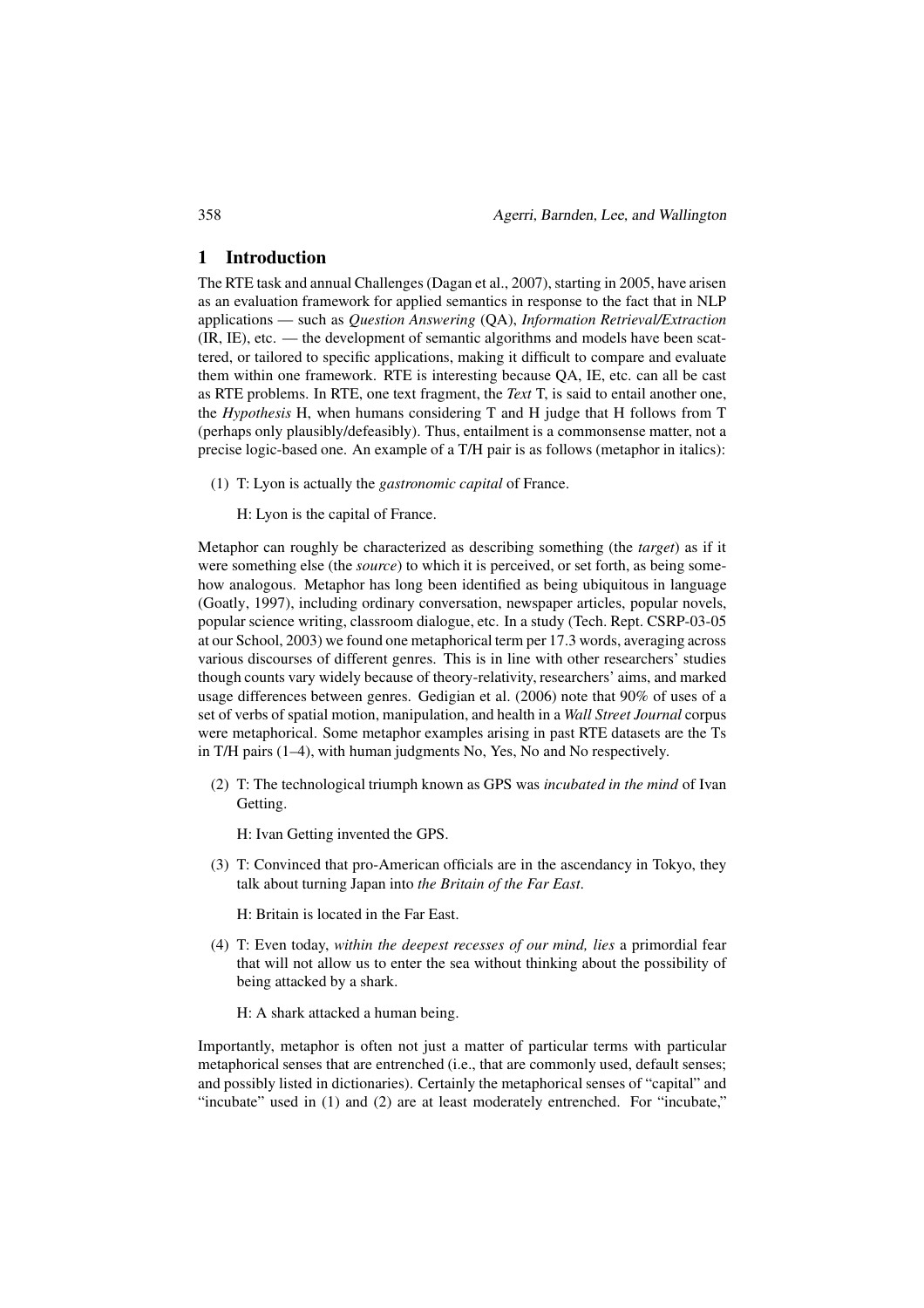## 1 Introduction

The RTE task and annual Challenges (Dagan et al., 2007), starting in 2005, have arisen as an evaluation framework for applied semantics in response to the fact that in NLP applications — such as *Question Answering* (QA), *Information Retrieval/Extraction* (IR, IE), etc. — the development of semantic algorithms and models have been scattered, or tailored to specific applications, making it difficult to compare and evaluate them within one framework. RTE is interesting because QA, IE, etc. can all be cast as RTE problems. In RTE, one text fragment, the *Text* T, is said to entail another one, the *Hypothesis* H, when humans considering T and H judge that H follows from T (perhaps only plausibly/defeasibly). Thus, entailment is a commonsense matter, not a precise logic-based one. An example of a T/H pair is as follows (metaphor in italics):

(1) T: Lyon is actually the *gastronomic capital* of France.

H: Lyon is the capital of France.

Metaphor can roughly be characterized as describing something (the *target*) as if it were something else (the *source*) to which it is perceived, or set forth, as being somehow analogous. Metaphor has long been identified as being ubiquitous in language (Goatly, 1997), including ordinary conversation, newspaper articles, popular novels, popular science writing, classroom dialogue, etc. In a study (Tech. Rept. CSRP-03-05 at our School, 2003) we found one metaphorical term per 17.3 words, averaging across various discourses of different genres. This is in line with other researchers' studies though counts vary widely because of theory-relativity, researchers' aims, and marked usage differences between genres. Gedigian et al. (2006) note that 90% of uses of a set of verbs of spatial motion, manipulation, and health in a *Wall Street Journal* corpus were metaphorical. Some metaphor examples arising in past RTE datasets are the Ts in T/H pairs (1–4), with human judgments No, Yes, No and No respectively.

(2) T: The technological triumph known as GPS was *incubated in the mind* of Ivan Getting.

H: Ivan Getting invented the GPS.

(3) T: Convinced that pro-American officials are in the ascendancy in Tokyo, they talk about turning Japan into *the Britain of the Far East*.

H: Britain is located in the Far East.

(4) T: Even today, *within the deepest recesses of our mind, lies* a primordial fear that will not allow us to enter the sea without thinking about the possibility of being attacked by a shark.

H: A shark attacked a human being.

Importantly, metaphor is often not just a matter of particular terms with particular metaphorical senses that are entrenched (i.e., that are commonly used, default senses; and possibly listed in dictionaries). Certainly the metaphorical senses of "capital" and "incubate" used in (1) and (2) are at least moderately entrenched. For "incubate,"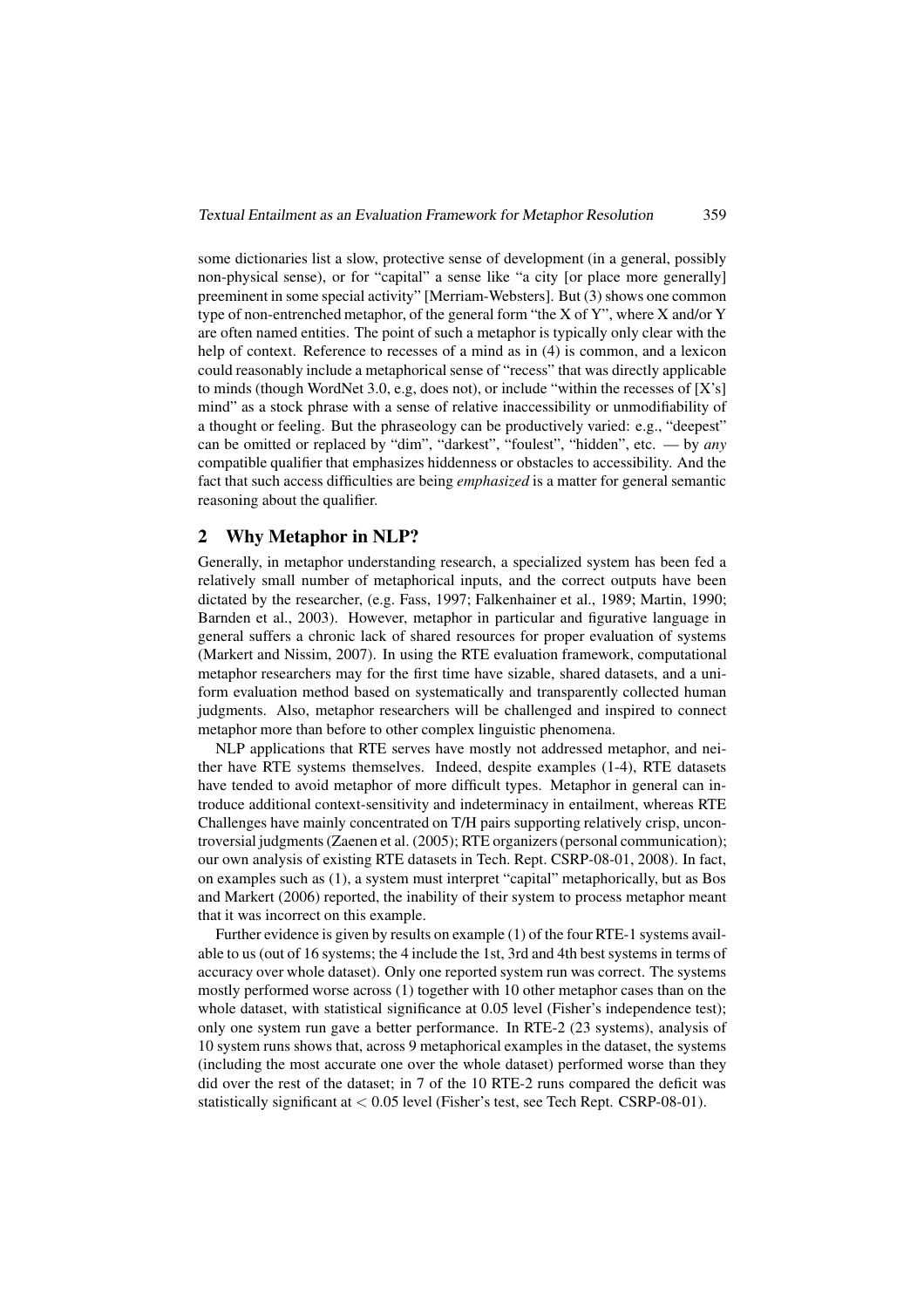some dictionaries list a slow, protective sense of development (in a general, possibly non-physical sense), or for "capital" a sense like "a city [or place more generally] preeminent in some special activity" [Merriam-Websters]. But (3) shows one common type of non-entrenched metaphor, of the general form "the X of Y", where X and/or Y are often named entities. The point of such a metaphor is typically only clear with the help of context. Reference to recesses of a mind as in (4) is common, and a lexicon could reasonably include a metaphorical sense of "recess" that was directly applicable to minds (though WordNet 3.0, e.g, does not), or include "within the recesses of [X's] mind" as a stock phrase with a sense of relative inaccessibility or unmodifiability of a thought or feeling. But the phraseology can be productively varied: e.g., "deepest" can be omitted or replaced by "dim", "darkest", "foulest", "hidden", etc. — by *any* compatible qualifier that emphasizes hiddenness or obstacles to accessibility. And the fact that such access difficulties are being *emphasized* is a matter for general semantic reasoning about the qualifier.

## 2 Why Metaphor in NLP?

Generally, in metaphor understanding research, a specialized system has been fed a relatively small number of metaphorical inputs, and the correct outputs have been dictated by the researcher, (e.g. Fass, 1997; Falkenhainer et al., 1989; Martin, 1990; Barnden et al., 2003). However, metaphor in particular and figurative language in general suffers a chronic lack of shared resources for proper evaluation of systems (Markert and Nissim, 2007). In using the RTE evaluation framework, computational metaphor researchers may for the first time have sizable, shared datasets, and a uniform evaluation method based on systematically and transparently collected human judgments. Also, metaphor researchers will be challenged and inspired to connect metaphor more than before to other complex linguistic phenomena.

NLP applications that RTE serves have mostly not addressed metaphor, and neither have RTE systems themselves. Indeed, despite examples (1-4), RTE datasets have tended to avoid metaphor of more difficult types. Metaphor in general can introduce additional context-sensitivity and indeterminacy in entailment, whereas RTE Challenges have mainly concentrated on T/H pairs supporting relatively crisp, uncontroversial judgments (Zaenen et al. (2005); RTE organizers (personal communication); our own analysis of existing RTE datasets in Tech. Rept. CSRP-08-01, 2008). In fact, on examples such as (1), a system must interpret "capital" metaphorically, but as Bos and Markert (2006) reported, the inability of their system to process metaphor meant that it was incorrect on this example.

Further evidence is given by results on example (1) of the four RTE-1 systems available to us (out of 16 systems; the 4 include the 1st, 3rd and 4th best systems in terms of accuracy over whole dataset). Only one reported system run was correct. The systems mostly performed worse across (1) together with 10 other metaphor cases than on the whole dataset, with statistical significance at 0.05 level (Fisher's independence test); only one system run gave a better performance. In RTE-2 (23 systems), analysis of 10 system runs shows that, across 9 metaphorical examples in the dataset, the systems (including the most accurate one over the whole dataset) performed worse than they did over the rest of the dataset; in 7 of the 10 RTE-2 runs compared the deficit was statistically significant at $< 0.05$ level (Fisher's test, see Tech Rept. CSRP-08-01).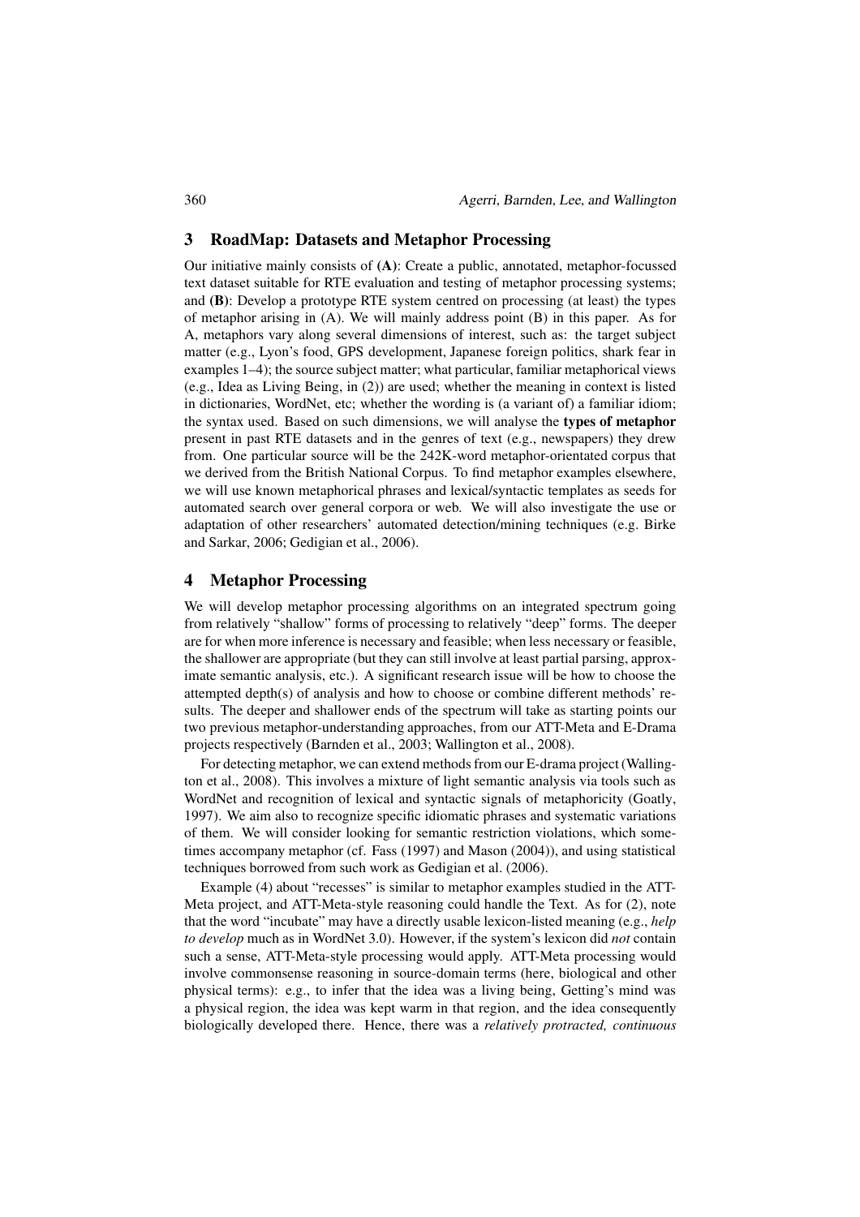## 3 RoadMap: Datasets and Metaphor Processing

Our initiative mainly consists of **(A)**: Create a public, annotated, metaphor-focussed text dataset suitable for RTE evaluation and testing of metaphor processing systems; and **(B)**: Develop a prototype RTE system centred on processing (at least) the types of metaphor arising in (A). We will mainly address point (B) in this paper. As for A, metaphors vary along several dimensions of interest, such as: the target subject matter (e.g., Lyon's food, GPS development, Japanese foreign politics, shark fear in examples 1–4); the source subject matter; what particular, familiar metaphorical views (e.g., Idea as Living Being, in (2)) are used; whether the meaning in context is listed in dictionaries, WordNet, etc; whether the wording is (a variant of) a familiar idiom; the syntax used. Based on such dimensions, we will analyse the **types of metaphor** present in past RTE datasets and in the genres of text (e.g., newspapers) they drew from. One particular source will be the 242K-word metaphor-orientated corpus that we derived from the British National Corpus. To find metaphor examples elsewhere, we will use known metaphorical phrases and lexical/syntactic templates as seeds for automated search over general corpora or web. We will also investigate the use or adaptation of other researchers' automated detection/mining techniques (e.g. Birke and Sarkar, 2006; Gedigian et al., 2006).

## 4 Metaphor Processing

We will develop metaphor processing algorithms on an integrated spectrum going from relatively "shallow" forms of processing to relatively "deep" forms. The deeper are for when more inference is necessary and feasible; when less necessary or feasible, the shallower are appropriate (but they can still involve at least partial parsing, approximate semantic analysis, etc.). A significant research issue will be how to choose the attempted depth(s) of analysis and how to choose or combine different methods' results. The deeper and shallower ends of the spectrum will take as starting points our two previous metaphor-understanding approaches, from our ATT-Meta and E-Drama projects respectively (Barnden et al., 2003; Wallington et al., 2008).

For detecting metaphor, we can extend methods from our E-drama project (Wallington et al., 2008). This involves a mixture of light semantic analysis via tools such as WordNet and recognition of lexical and syntactic signals of metaphoricity (Goatly, 1997). We aim also to recognize specific idiomatic phrases and systematic variations of them. We will consider looking for semantic restriction violations, which sometimes accompany metaphor (cf. Fass (1997) and Mason (2004)), and using statistical techniques borrowed from such work as Gedigian et al. (2006).

Example (4) about "recesses" is similar to metaphor examples studied in the ATT-Meta project, and ATT-Meta-style reasoning could handle the Text. As for (2), note that the word "incubate" may have a directly usable lexicon-listed meaning (e.g., *help to develop* much as in WordNet 3.0). However, if the system's lexicon did *not* contain such a sense, ATT-Meta-style processing would apply. ATT-Meta processing would involve commonsense reasoning in source-domain terms (here, biological and other physical terms): e.g., to infer that the idea was a living being, Getting's mind was a physical region, the idea was kept warm in that region, and the idea consequently biologically developed there. Hence, there was a *relatively protracted, continuous*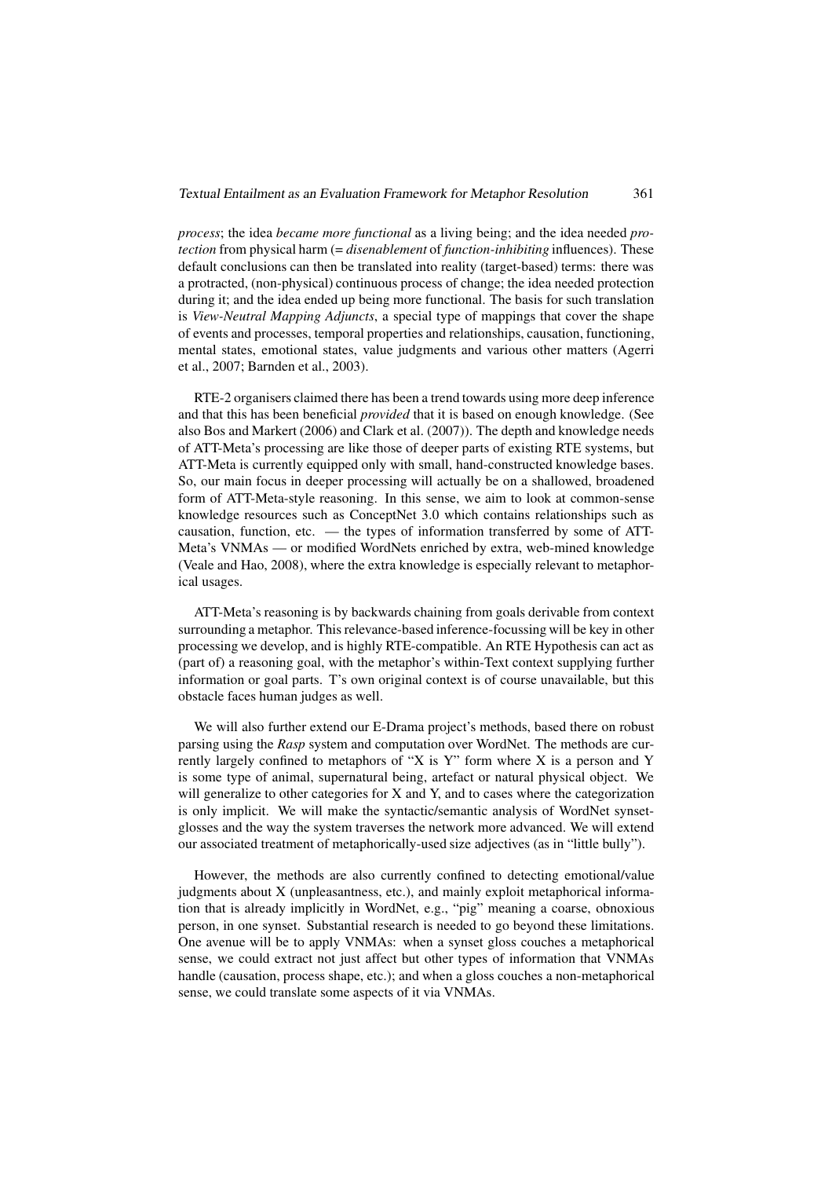*process*; the idea *became more functional* as a living being; and the idea needed *protection* from physical harm (= *disenablement* of *function-inhibiting* influences). These default conclusions can then be translated into reality (target-based) terms: there was a protracted, (non-physical) continuous process of change; the idea needed protection during it; and the idea ended up being more functional. The basis for such translation is *View-Neutral Mapping Adjuncts*, a special type of mappings that cover the shape of events and processes, temporal properties and relationships, causation, functioning, mental states, emotional states, value judgments and various other matters (Agerri et al., 2007; Barnden et al., 2003).

RTE-2 organisers claimed there has been a trend towards using more deep inference and that this has been beneficial *provided* that it is based on enough knowledge. (See also Bos and Markert (2006) and Clark et al. (2007)). The depth and knowledge needs of ATT-Meta's processing are like those of deeper parts of existing RTE systems, but ATT-Meta is currently equipped only with small, hand-constructed knowledge bases. So, our main focus in deeper processing will actually be on a shallowed, broadened form of ATT-Meta-style reasoning. In this sense, we aim to look at common-sense knowledge resources such as ConceptNet 3.0 which contains relationships such as causation, function, etc. — the types of information transferred by some of ATT-Meta's VNMAs — or modified WordNets enriched by extra, web-mined knowledge (Veale and Hao, 2008), where the extra knowledge is especially relevant to metaphorical usages.

ATT-Meta's reasoning is by backwards chaining from goals derivable from context surrounding a metaphor. This relevance-based inference-focussing will be key in other processing we develop, and is highly RTE-compatible. An RTE Hypothesis can act as (part of) a reasoning goal, with the metaphor's within-Text context supplying further information or goal parts. T's own original context is of course unavailable, but this obstacle faces human judges as well.

We will also further extend our E-Drama project's methods, based there on robust parsing using the *Rasp* system and computation over WordNet. The methods are currently largely confined to metaphors of "X is Y" form where X is a person and Y is some type of animal, supernatural being, artefact or natural physical object. We will generalize to other categories for X and Y, and to cases where the categorization is only implicit. We will make the syntactic/semantic analysis of WordNet synset-glosses and the way the system traverses the network more advanced. We will extend our associated treatment of metaphorically-used size adjectives (as in "little bully").

However, the methods are also currently confined to detecting emotional/value judgments about X (unpleasantness, etc.), and mainly exploit metaphorical information that is already implicitly in WordNet, e.g., "pig" meaning a coarse, obnoxious person, in one synset. Substantial research is needed to go beyond these limitations. One avenue will be to apply VNMAs: when a synset gloss couches a metaphorical sense, we could extract not just affect but other types of information that VNMAs handle (causation, process shape, etc.); and when a gloss couches a non-metaphorical sense, we could translate some aspects of it via VNMAs.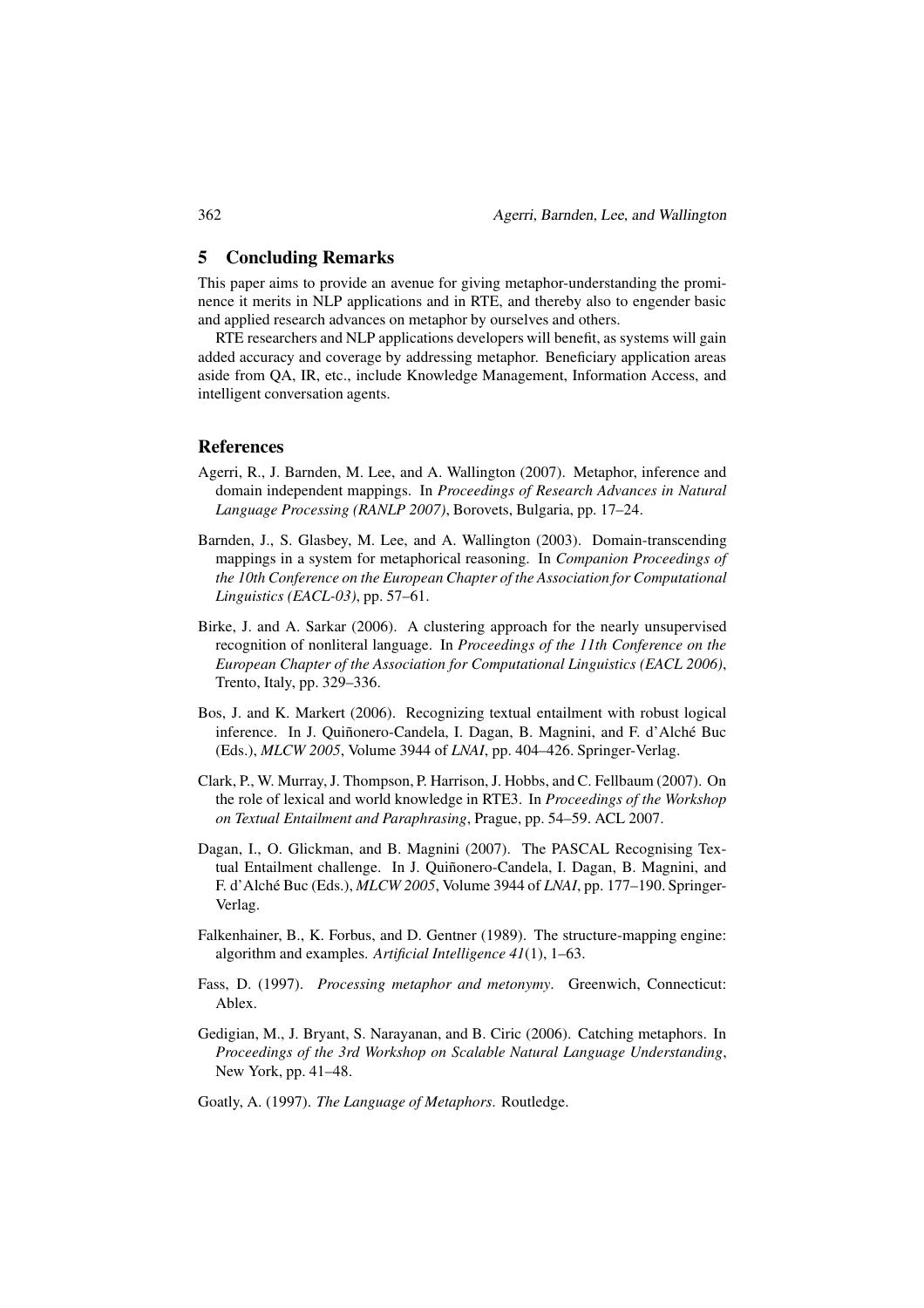## 5 Concluding Remarks

This paper aims to provide an avenue for giving metaphor-understanding the prominence it merits in NLP applications and in RTE, and thereby also to engender basic and applied research advances on metaphor by ourselves and others.

RTE researchers and NLP applications developers will benefit, as systems will gain added accuracy and coverage by addressing metaphor. Beneficiary application areas aside from QA, IR, etc., include Knowledge Management, Information Access, and intelligent conversation agents.

## References

Agerri, R., J. Barnden, M. Lee, and A. Wallington (2007). Metaphor, inference and domain independent mappings. In *Proceedings of Research Advances in Natural Language Processing (RANLP 2007)*, Borovets, Bulgaria, pp. 17–24.

Barnden, J., S. Glasbey, M. Lee, and A. Wallington (2003). Domain-transcending mappings in a system for metaphorical reasoning. In *Companion Proceedings of the 10th Conference on the European Chapter of the Association for Computational Linguistics (EACL-03)*, pp. 57–61.

Birke, J. and A. Sarkar (2006). A clustering approach for the nearly unsupervised recognition of nonliteral language. In *Proceedings of the 11th Conference on the European Chapter of the Association for Computational Linguistics (EACL 2006)*, Trento, Italy, pp. 329–336.

Bos, J. and K. Markert (2006). Recognizing textual entailment with robust logical inference. In J. Quiñonero-Candela, I. Dagan, B. Magnini, and F. d'Alché Buc (Eds.), *MLCW 2005*, Volume 3944 of *LNAI*, pp. 404–426. Springer-Verlag.

Clark, P., W. Murray, J. Thompson, P. Harrison, J. Hobbs, and C. Fellbaum (2007). On the role of lexical and world knowledge in RTE3. In *Proceedings of the Workshop on Textual Entailment and Paraphrasing*, Prague, pp. 54–59. ACL 2007.

Dagan, I., O. Glickman, and B. Magnini (2007). The PASCAL Recognising Textual Entailment challenge. In J. Quiñonero-Candela, I. Dagan, B. Magnini, and F. d'Alché Buc (Eds.), *MLCW 2005*, Volume 3944 of *LNAI*, pp. 177–190. Springer-Verlag.

Falkenhainer, B., K. Forbus, and D. Gentner (1989). The structure-mapping engine: algorithm and examples. *Artificial Intelligence 41*(1), 1–63.

Fass, D. (1997). *Processing metaphor and metonymy*. Greenwich, Connecticut: Ablex.

Gedigian, M., J. Bryant, S. Narayanan, and B. Ciric (2006). Catching metaphors. In *Proceedings of the 3rd Workshop on Scalable Natural Language Understanding*, New York, pp. 41–48.

Goatly, A. (1997). *The Language of Metaphors.* Routledge.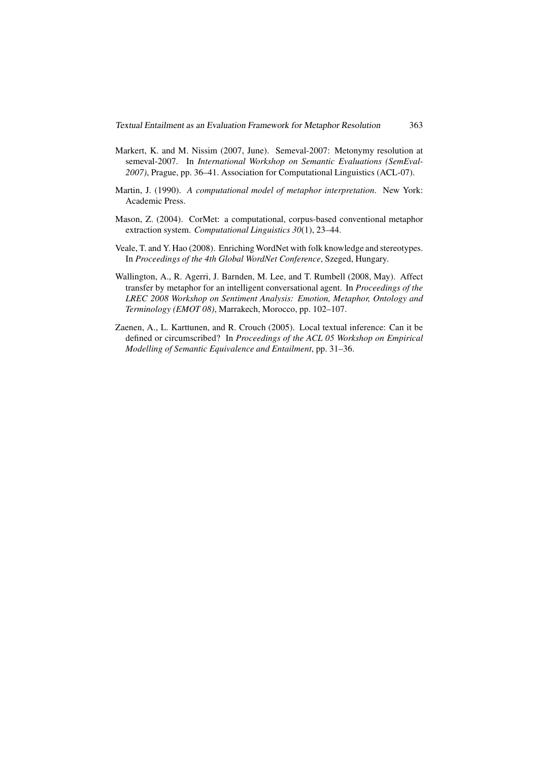Markert, K. and M. Nissim (2007, June). Semeval-2007: Metonymy resolution at semeval-2007. In *International Workshop on Semantic Evaluations (SemEval-2007)*, Prague, pp. 36–41. Association for Computational Linguistics (ACL-07).

Martin, J. (1990). *A computational model of metaphor interpretation*. New York: Academic Press.

Mason, Z. (2004). CorMet: a computational, corpus-based conventional metaphor extraction system. *Computational Linguistics 30*(1), 23–44.

Veale, T. and Y. Hao (2008). Enriching WordNet with folk knowledge and stereotypes. In *Proceedings of the 4th Global WordNet Conference*, Szeged, Hungary.

Wallington, A., R. Agerri, J. Barnden, M. Lee, and T. Rumbell (2008, May). Affect transfer by metaphor for an intelligent conversational agent. In *Proceedings of the LREC 2008 Workshop on Sentiment Analysis: Emotion, Metaphor, Ontology and Terminology (EMOT 08)*, Marrakech, Morocco, pp. 102–107.

Zaenen, A., L. Karttunen, and R. Crouch (2005). Local textual inference: Can it be defined or circumscribed? In *Proceedings of the ACL 05 Workshop on Empirical Modelling of Semantic Equivalence and Entailment*, pp. 31–36.